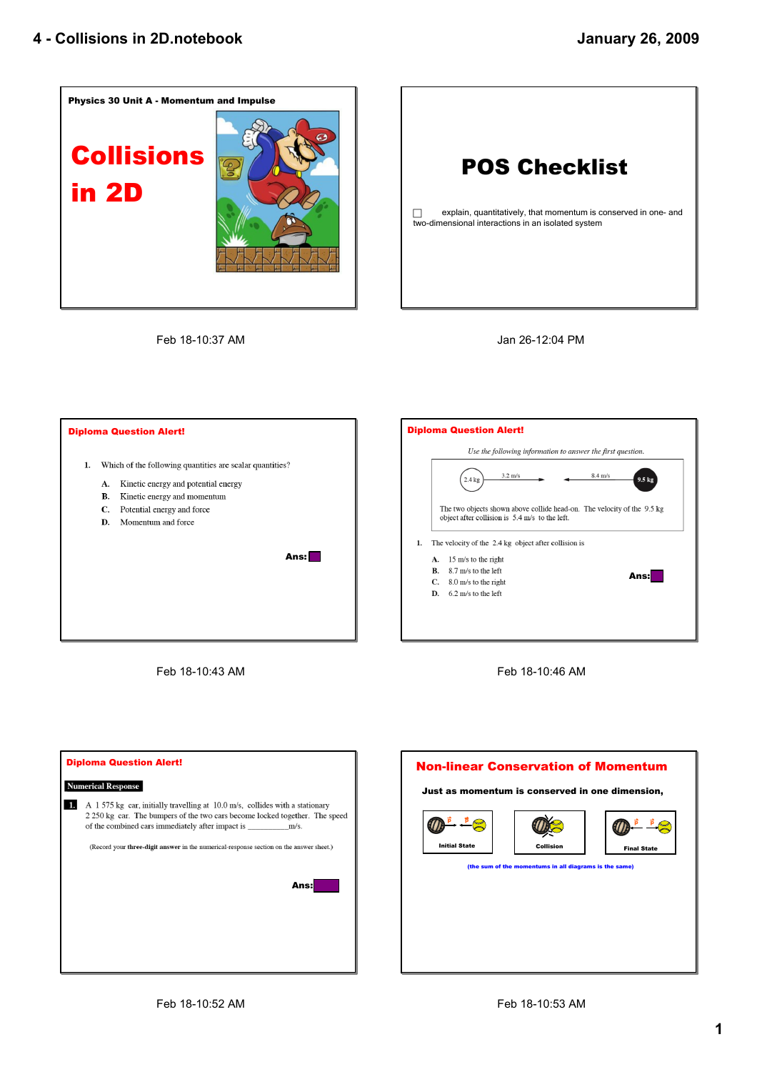**Physics 30 Unit A - Momentum and Impulse**

# Collisions in 2D

Feb 18-10:37 AM

# POS Checklist

☐ explain, quantitatively, that momentum is conserved in one- and two-dimensional interactions in an isolated system

Jan 26-12:04 PM

## Diploma Question Alert!

1. Which of the following quantities are scalar quantities?

   A. Kinetic energy and potential energy
   B. Kinetic energy and momentum
   C. Potential energy and force
   D. Momentum and force

**Ans:**

Feb 18-10:43 AM

## Diploma Question Alert!

*Use the following information to answer the first question.*

2.4 kg — 3.2 m/s → ← 8.4 m/s — 9.5 kg

The two objects shown above collide head-on. The velocity of the 9.5 kg object after collision is 5.4 m/s to the left.

1. The velocity of the 2.4 kg object after collision is

   A. 15 m/s to the right
   B. 8.7 m/s to the left
   C. 8.0 m/s to the right
   D. 6.2 m/s to the left

**Ans:**

Feb 18-10:46 AM

## Diploma Question Alert!

**Numerical Response**

1. A 1 575 kg car, initially travelling at 10.0 m/s, collides with a stationary 2 250 kg car. The bumpers of the two cars become locked together. The speed of the combined cars immediately after impact is __________m/s.

(Record your **three-digit answer** in the numerical-response section on the answer sheet.)

**Ans:**

Feb 18-10:52 AM

## Non-linear Conservation of Momentum

**Just as momentum is conserved in one dimension,**

| Initial State | Collision | Final State |
|---|---|---|

(the sum of the momentums in all diagrams is the same)

Feb 18-10:53 AM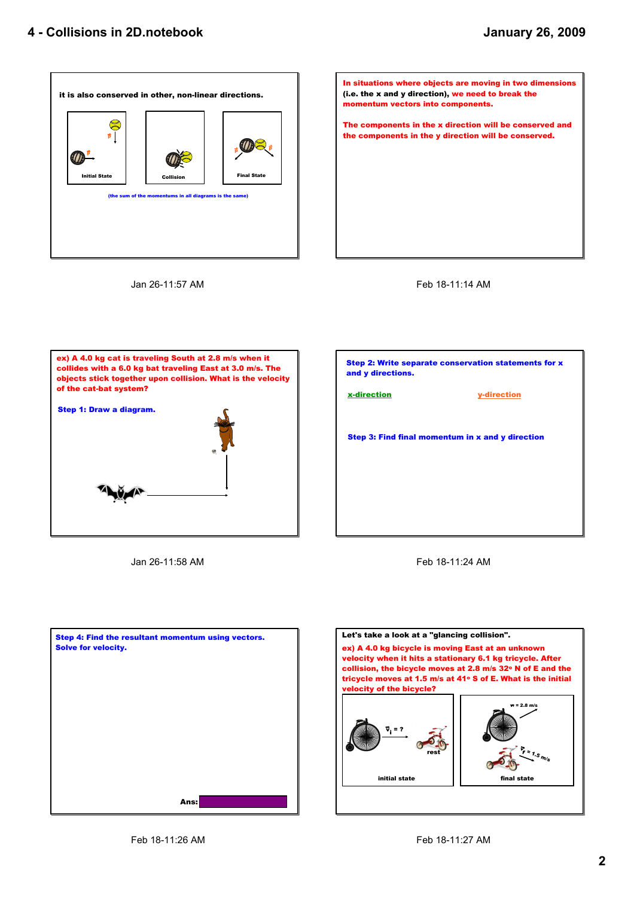it is also conserved in other, non-linear directions.

Initial State | Collision | Final State

(the sum of the momentums in all diagrams is the same)

Jan 26-11:57 AM

In situations where objects are moving in two dimensions (i.e. the x and y direction), we need to break the momentum vectors into components.

The components in the x direction will be conserved and the components in the y direction will be conserved.

Feb 18-11:14 AM

**ex) A 4.0 kg cat is traveling South at 2.8 m/s when it collides with a 6.0 kg bat traveling East at 3.0 m/s. The objects stick together upon collision. What is the velocity of the cat-bat system?**

**Step 1: Draw a diagram.**

Jan 26-11:58 AM

**Step 2: Write separate conservation statements for x and y directions.**

x-direction | y-direction

**Step 3: Find final momentum in x and y direction**

Feb 18-11:24 AM

**Step 4: Find the resultant momentum using vectors. Solve for velocity.**

Ans:

Feb 18-11:26 AM

Let's take a look at a "glancing collision".

**ex) A 4.0 kg bicycle is moving East at an unknown velocity when it hits a stationary 6.1 kg tricycle. After collision, the bicycle moves at 2.8 m/s 32° N of E and the tricycle moves at 1.5 m/s at 41° S of E. What is the initial velocity of the bicycle?**

initial state: $\vec{v}_i$ = ? ; rest

final state: $\vec{v}$ = 2.8 m/s ; $\vec{v}_f$ = 1.5 m/s

Feb 18-11:27 AM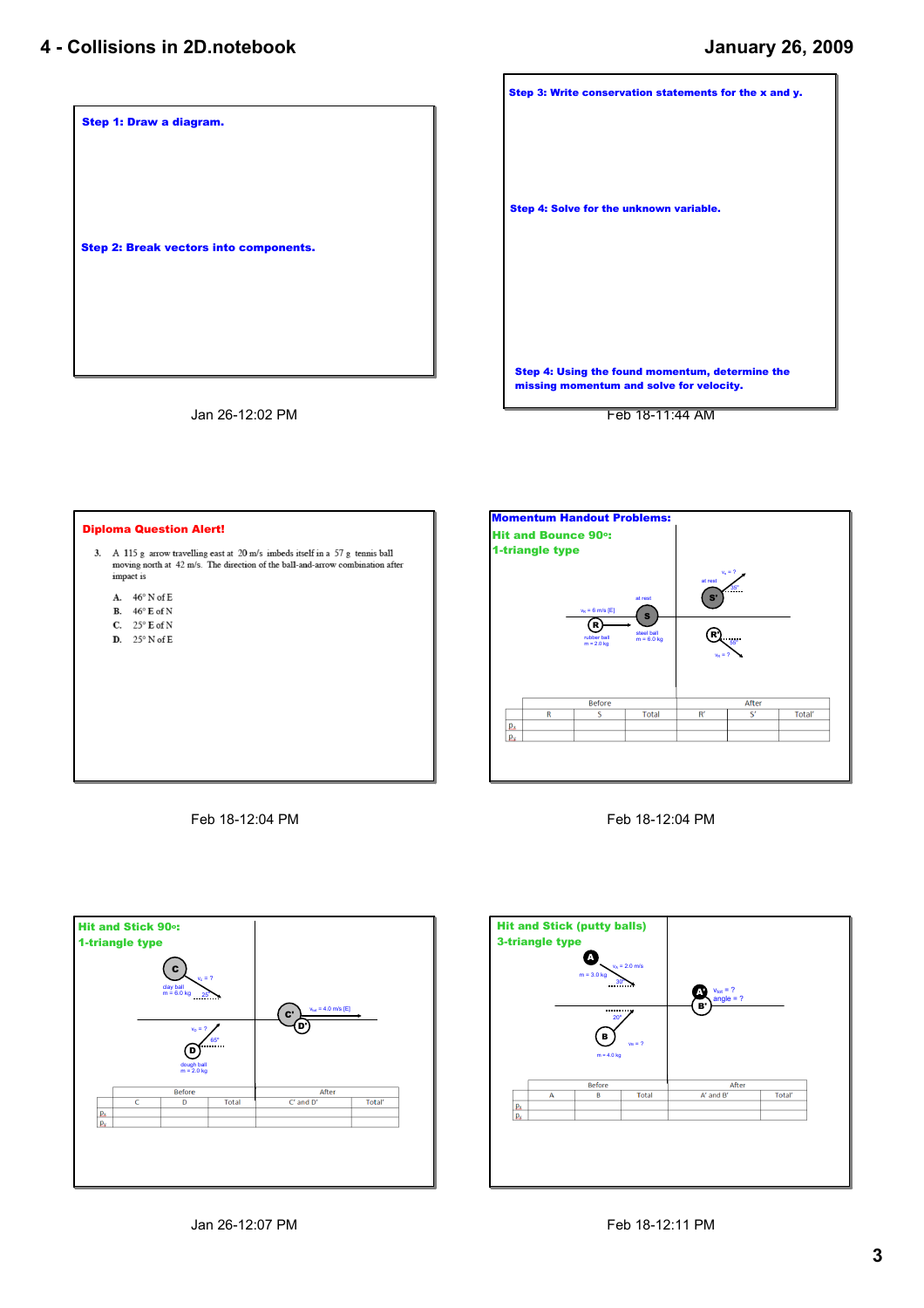**Step 1: Draw a diagram.**

**Step 2: Break vectors into components.**

Jan 26-12:02 PM

**Step 3: Write conservation statements for the x and y.**

**Step 4: Solve for the unknown variable.**

**Step 4: Using the found momentum, determine the missing momentum and solve for velocity.**

Feb 18-11:44 AM

**Diploma Question Alert!**

3. A 115 g arrow travelling east at 20 m/s imbeds itself in a 57 g tennis ball moving north at 42 m/s. The direction of the ball-and-arrow combination after impact is

   **A.** 46° N of E
   **B.** 46° E of N
   **C.** 25° E of N
   **D.** 25° N of E

Feb 18-12:04 PM

**Momentum Handout Problems:**

**Hit and Bounce 90°:**

**1-triangle type**

rubber ball R: $m = 2.0$ kg, $v_R = 6$ m/s [E]; steel ball S: $m = 6.0$ kg, at rest

After: S': $v_s = ?$, 35°; R': $v_R = ?$, 55°

| | Before | | | After | | |
|---|---|---|---|---|---|---|
| | R | S | Total | R' | S' | Total' |
| $p_x$ | | | | | | |
| $p_y$ | | | | | | |

Feb 18-12:04 PM

**Hit and Stick 90°:**

**1-triangle type**

clay ball C: $m = 6.0$ kg, $v_c = ?$, 25°; dough ball D: $m = 2.0$ kg, $v_D = ?$, 65°

After: C' and D': $v_{tot} = 4.0$ m/s [E]

| | Before | | | After | |
|---|---|---|---|---|---|
| | C | D | Total | C' and D' | Total' |
| $p_x$ | | | | | |
| $p_y$ | | | | | |

Jan 26-12:07 PM

**Hit and Stick (putty balls)**

**3-triangle type**

A: $m = 3.0$ kg, $v_A = 2.0$ m/s, 30°; B: $m = 4.0$ kg, $v_B = ?$, 20°

After: A' and B': $v_{tot} = ?$, angle = ?

| | Before | | | After | |
|---|---|---|---|---|---|
| | A | B | Total | A' and B' | Total' |
| $p_x$ | | | | | |
| $p_y$ | | | | | |

Feb 18-12:11 PM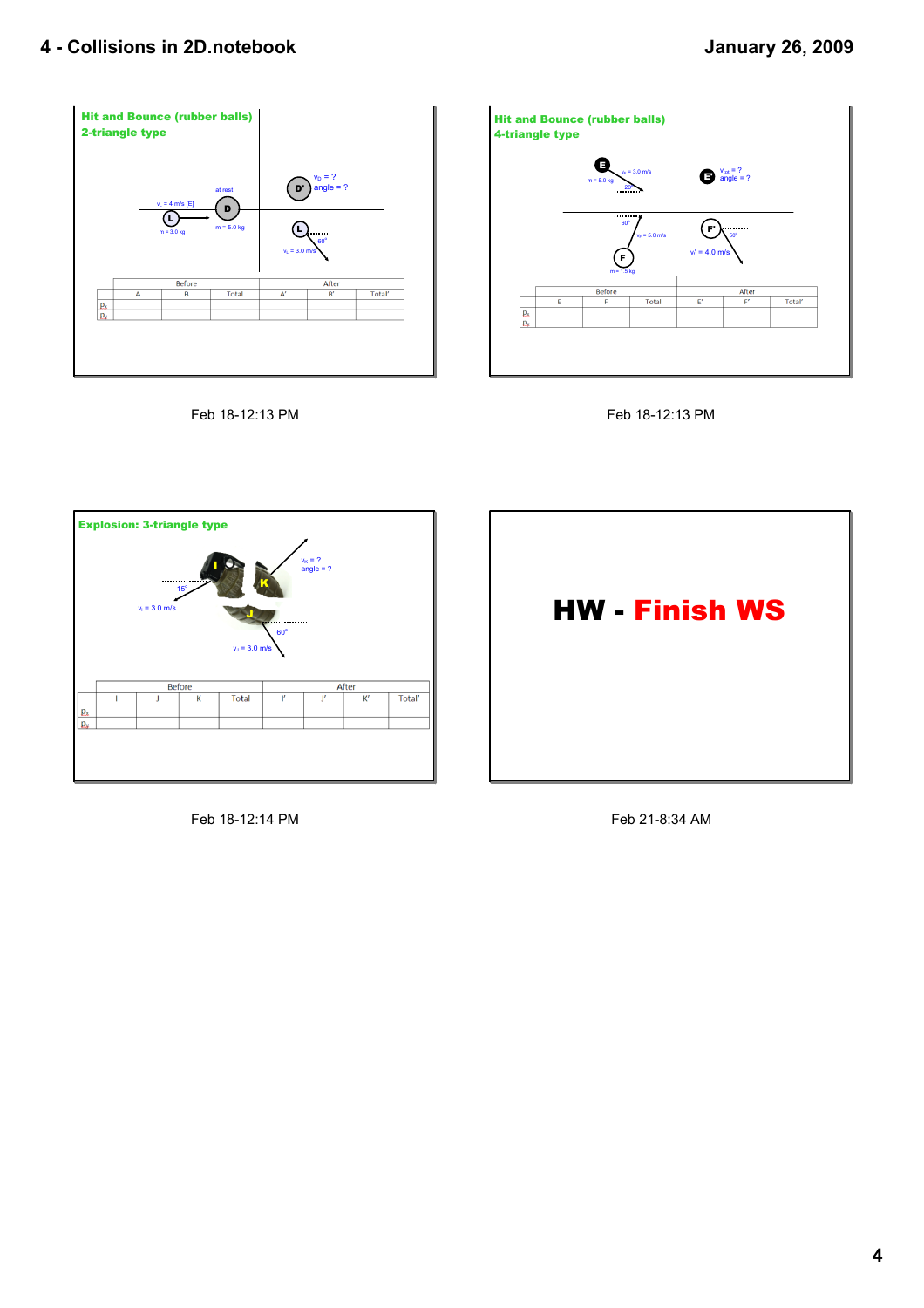**Hit and Bounce (rubber balls)**
**2-triangle type**

at rest

$v_L$ = 4 m/s [E]

L

D

m = 3.0 kg

m = 5.0 kg

D'

$v_D$ = ?
angle = ?

L

60°

$v_L$ = 3.0 m/s

| | Before | | | After | | |
|---|---|---|---|---|---|---|
| | A | B | Total | A' | B' | Total' |
| $p_x$ | | | | | | |
| $p_y$ | | | | | | |

Feb 18-12:13 PM

**Hit and Bounce (rubber balls)**
**4-triangle type**

E

$v_E$ = 3.0 m/s

m = 5.0 kg

20°

E'

$v_{E'}$ = ?
angle = ?

60°

$v_F$ = 5.0 m/s

F

m = 1.5 kg

F'

50°

$v_F'$ = 4.0 m/s

| | Before | | | After | | |
|---|---|---|---|---|---|---|
| | E | F | Total | E' | F' | Total' |
| $p_x$ | | | | | | |
| $p_y$ | | | | | | |

Feb 18-12:13 PM

**Explosion: 3-triangle type**

I

K

J

15°

$v_I$ = 3.0 m/s

$v_K$ = ?
angle = ?

60°

$v_J$ = 3.0 m/s

| | Before | | | | After | | | |
|---|---|---|---|---|---|---|---|---|
| | I | J | K | Total | I' | J' | K' | Total' |
| $p_x$ | | | | | | | | |
| $p_y$ | | | | | | | | |

Feb 18-12:14 PM

# HW - Finish WS

Feb 21-8:34 AM